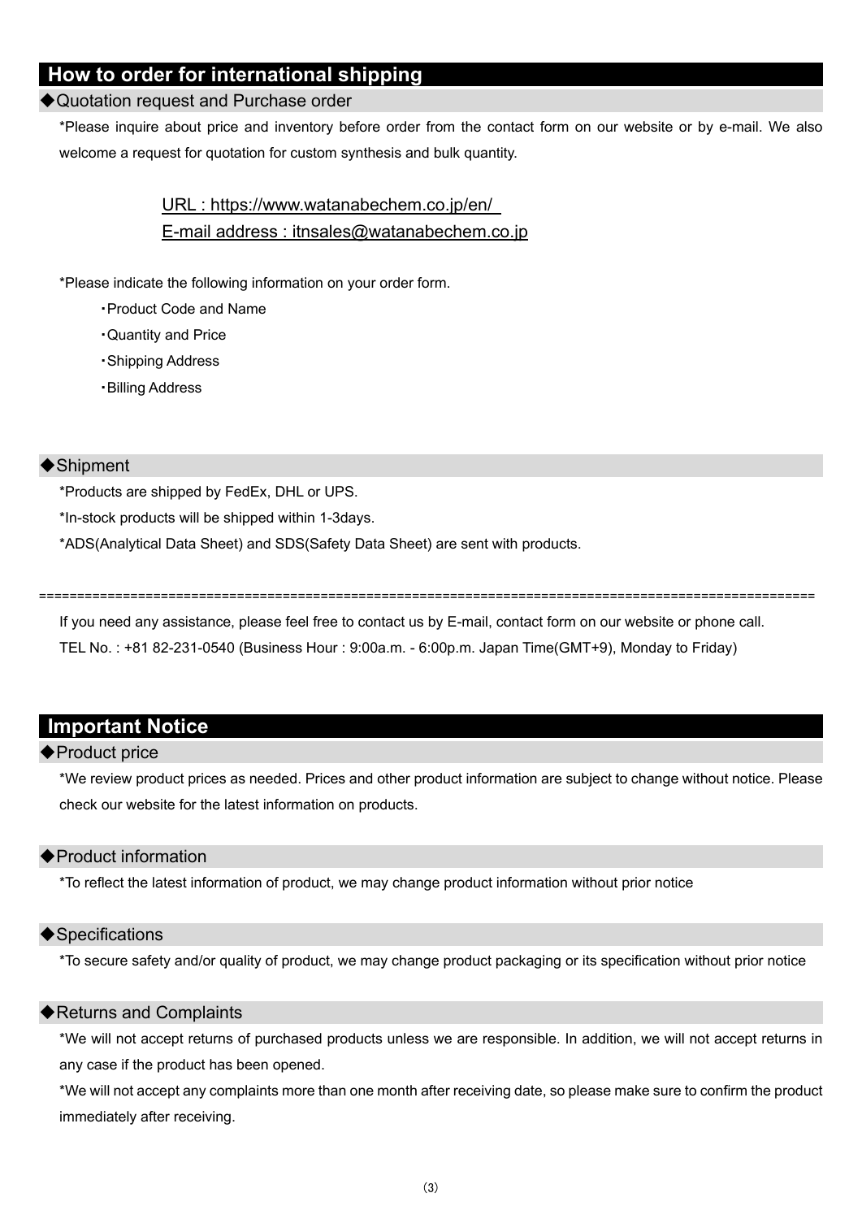## How to order for international shipping

### ◆Quotation request and Purchase order

*Please inquire about price and inventory before order from the contact form on our website or by e-mail. We also welcome a request for quotation for custom synthesis and bulk quantity.

URL : https://www.watanabechem.co.jp/en/
E-mail address : itnsales@watanabechem.co.jp

*Please indicate the following information on your order form.

- ・Product Code and Name
- ・Quantity and Price
- ・Shipping Address
- ・Billing Address

### ◆Shipment

*Products are shipped by FedEx, DHL or UPS.

*In-stock products will be shipped within 1-3days.

*ADS(Analytical Data Sheet) and SDS(Safety Data Sheet) are sent with products.

==========================================================================================================

If you need any assistance, please feel free to contact us by E-mail, contact form on our website or phone call.
TEL No. : +81 82-231-0540 (Business Hour : 9:00a.m. - 6:00p.m. Japan Time(GMT+9), Monday to Friday)

## Important Notice

### ◆Product price

*We review product prices as needed. Prices and other product information are subject to change without notice. Please check our website for the latest information on products.

### ◆Product information

*To reflect the latest information of product, we may change product information without prior notice

### ◆Specifications

*To secure safety and/or quality of product, we may change product packaging or its specification without prior notice

### ◆Returns and Complaints

*We will not accept returns of purchased products unless we are responsible. In addition, we will not accept returns in any case if the product has been opened.

*We will not accept any complaints more than one month after receiving date, so please make sure to confirm the product immediately after receiving.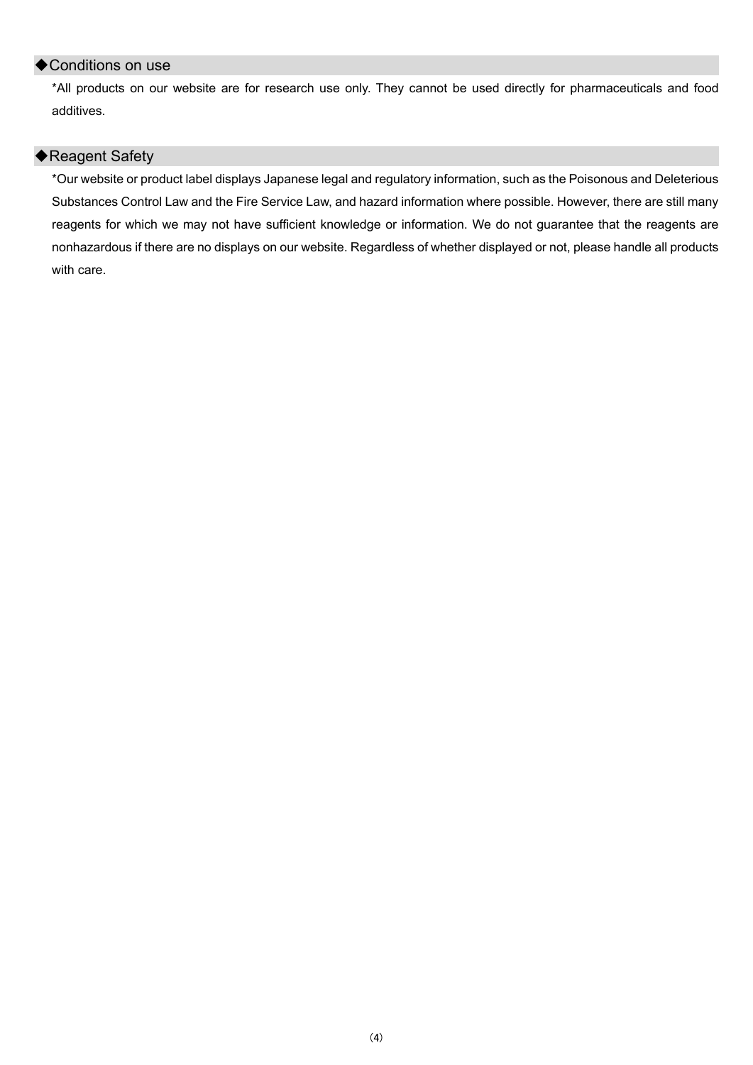## ◆Conditions on use

*All products on our website are for research use only. They cannot be used directly for pharmaceuticals and food additives.

## ◆Reagent Safety

*Our website or product label displays Japanese legal and regulatory information, such as the Poisonous and Deleterious Substances Control Law and the Fire Service Law, and hazard information where possible. However, there are still many reagents for which we may not have sufficient knowledge or information. We do not guarantee that the reagents are nonhazardous if there are no displays on our website. Regardless of whether displayed or not, please handle all products with care.